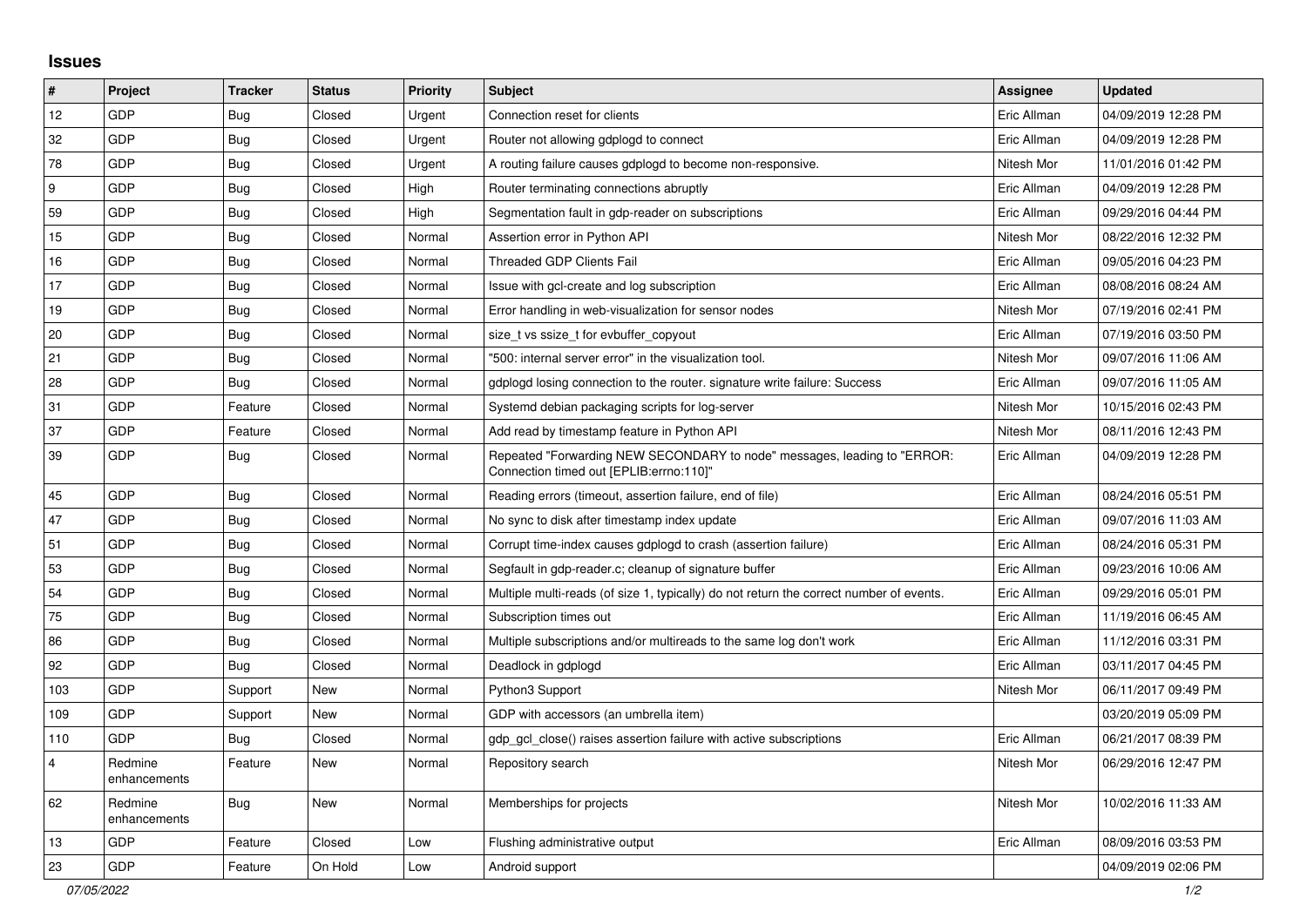## Issues

| # | Project | Tracker | Status | Priority | Subject | Assignee | Updated |
|---|---|---|---|---|---|---|---|
| 12 | GDP | Bug | Closed | Urgent | Connection reset for clients | Eric Allman | 04/09/2019 12:28 PM |
| 32 | GDP | Bug | Closed | Urgent | Router not allowing gdplogd to connect | Eric Allman | 04/09/2019 12:28 PM |
| 78 | GDP | Bug | Closed | Urgent | A routing failure causes gdplogd to become non-responsive. | Nitesh Mor | 11/01/2016 01:42 PM |
| 9 | GDP | Bug | Closed | High | Router terminating connections abruptly | Eric Allman | 04/09/2019 12:28 PM |
| 59 | GDP | Bug | Closed | High | Segmentation fault in gdp-reader on subscriptions | Eric Allman | 09/29/2016 04:44 PM |
| 15 | GDP | Bug | Closed | Normal | Assertion error in Python API | Nitesh Mor | 08/22/2016 12:32 PM |
| 16 | GDP | Bug | Closed | Normal | Threaded GDP Clients Fail | Eric Allman | 09/05/2016 04:23 PM |
| 17 | GDP | Bug | Closed | Normal | Issue with gcl-create and log subscription | Eric Allman | 08/08/2016 08:24 AM |
| 19 | GDP | Bug | Closed | Normal | Error handling in web-visualization for sensor nodes | Nitesh Mor | 07/19/2016 02:41 PM |
| 20 | GDP | Bug | Closed | Normal | size_t vs ssize_t for evbuffer_copyout | Eric Allman | 07/19/2016 03:50 PM |
| 21 | GDP | Bug | Closed | Normal | "500: internal server error" in the visualization tool. | Nitesh Mor | 09/07/2016 11:06 AM |
| 28 | GDP | Bug | Closed | Normal | gdplogd losing connection to the router. signature write failure: Success | Eric Allman | 09/07/2016 11:05 AM |
| 31 | GDP | Feature | Closed | Normal | Systemd debian packaging scripts for log-server | Nitesh Mor | 10/15/2016 02:43 PM |
| 37 | GDP | Feature | Closed | Normal | Add read by timestamp feature in Python API | Nitesh Mor | 08/11/2016 12:43 PM |
| 39 | GDP | Bug | Closed | Normal | Repeated "Forwarding NEW SECONDARY to node" messages, leading to "ERROR: Connection timed out [EPLIB:errno:110]" | Eric Allman | 04/09/2019 12:28 PM |
| 45 | GDP | Bug | Closed | Normal | Reading errors (timeout, assertion failure, end of file) | Eric Allman | 08/24/2016 05:51 PM |
| 47 | GDP | Bug | Closed | Normal | No sync to disk after timestamp index update | Eric Allman | 09/07/2016 11:03 AM |
| 51 | GDP | Bug | Closed | Normal | Corrupt time-index causes gdplogd to crash (assertion failure) | Eric Allman | 08/24/2016 05:31 PM |
| 53 | GDP | Bug | Closed | Normal | Segfault in gdp-reader.c; cleanup of signature buffer | Eric Allman | 09/23/2016 10:06 AM |
| 54 | GDP | Bug | Closed | Normal | Multiple multi-reads (of size 1, typically) do not return the correct number of events. | Eric Allman | 09/29/2016 05:01 PM |
| 75 | GDP | Bug | Closed | Normal | Subscription times out | Eric Allman | 11/19/2016 06:45 AM |
| 86 | GDP | Bug | Closed | Normal | Multiple subscriptions and/or multireads to the same log don't work | Eric Allman | 11/12/2016 03:31 PM |
| 92 | GDP | Bug | Closed | Normal | Deadlock in gdplogd | Eric Allman | 03/11/2017 04:45 PM |
| 103 | GDP | Support | New | Normal | Python3 Support | Nitesh Mor | 06/11/2017 09:49 PM |
| 109 | GDP | Support | New | Normal | GDP with accessors (an umbrella item) | | 03/20/2019 05:09 PM |
| 110 | GDP | Bug | Closed | Normal | gdp_gcl_close() raises assertion failure with active subscriptions | Eric Allman | 06/21/2017 08:39 PM |
| 4 | Redmine enhancements | Feature | New | Normal | Repository search | Nitesh Mor | 06/29/2016 12:47 PM |
| 62 | Redmine enhancements | Bug | New | Normal | Memberships for projects | Nitesh Mor | 10/02/2016 11:33 AM |
| 13 | GDP | Feature | Closed | Low | Flushing administrative output | Eric Allman | 08/09/2016 03:53 PM |
| 23 | GDP | Feature | On Hold | Low | Android support | | 04/09/2019 02:06 PM |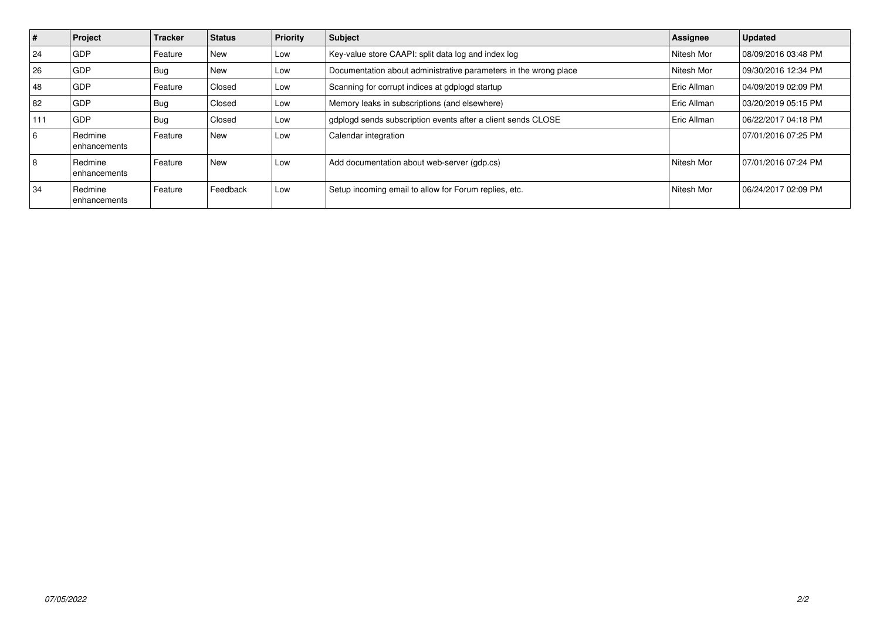| # | Project | Tracker | Status | Priority | Subject | Assignee | Updated |
|---|---|---|---|---|---|---|---|
| 24 | GDP | Feature | New | Low | Key-value store CAAPI: split data log and index log | Nitesh Mor | 08/09/2016 03:48 PM |
| 26 | GDP | Bug | New | Low | Documentation about administrative parameters in the wrong place | Nitesh Mor | 09/30/2016 12:34 PM |
| 48 | GDP | Feature | Closed | Low | Scanning for corrupt indices at gdplogd startup | Eric Allman | 04/09/2019 02:09 PM |
| 82 | GDP | Bug | Closed | Low | Memory leaks in subscriptions (and elsewhere) | Eric Allman | 03/20/2019 05:15 PM |
| 111 | GDP | Bug | Closed | Low | gdplogd sends subscription events after a client sends CLOSE | Eric Allman | 06/22/2017 04:18 PM |
| 6 | Redmine enhancements | Feature | New | Low | Calendar integration | | 07/01/2016 07:25 PM |
| 8 | Redmine enhancements | Feature | New | Low | Add documentation about web-server (gdp.cs) | Nitesh Mor | 07/01/2016 07:24 PM |
| 34 | Redmine enhancements | Feature | Feedback | Low | Setup incoming email to allow for Forum replies, etc. | Nitesh Mor | 06/24/2017 02:09 PM |

*07/05/2022*